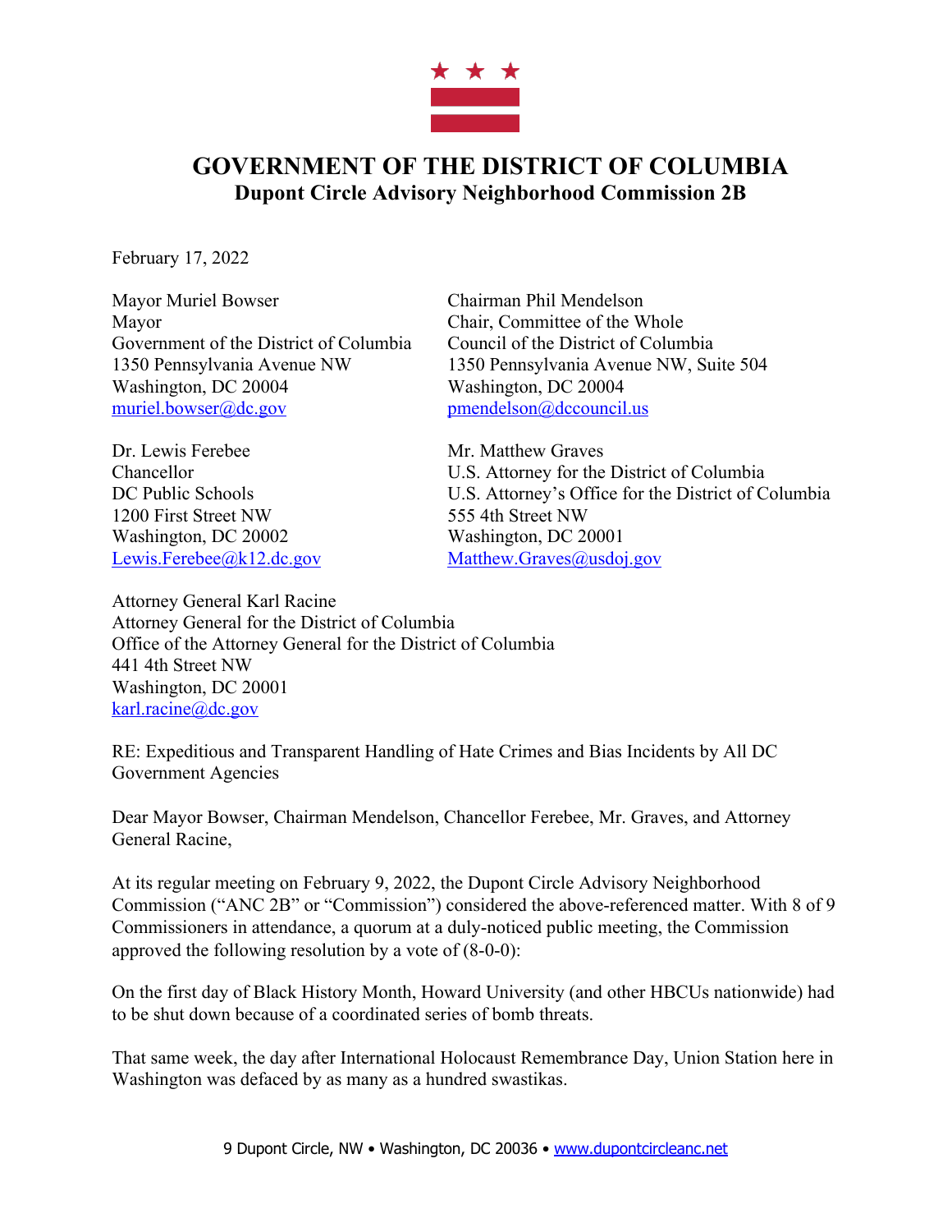# GOVERNMENT OF THE DISTRICT OF COLUMBIA
## Dupont Circle Advisory Neighborhood Commission 2B

February 17, 2022

Mayor Muriel Bowser
Mayor
Government of the District of Columbia
1350 Pennsylvania Avenue NW
Washington, DC 20004
muriel.bowser@dc.gov

Chairman Phil Mendelson
Chair, Committee of the Whole
Council of the District of Columbia
1350 Pennsylvania Avenue NW, Suite 504
Washington, DC 20004
pmendelson@dccouncil.us

Dr. Lewis Ferebee
Chancellor
DC Public Schools
1200 First Street NW
Washington, DC 20002
Lewis.Ferebee@k12.dc.gov

Mr. Matthew Graves
U.S. Attorney for the District of Columbia
U.S. Attorney's Office for the District of Columbia
555 4th Street NW
Washington, DC 20001
Matthew.Graves@usdoj.gov

Attorney General Karl Racine
Attorney General for the District of Columbia
Office of the Attorney General for the District of Columbia
441 4th Street NW
Washington, DC 20001
karl.racine@dc.gov

RE: Expeditious and Transparent Handling of Hate Crimes and Bias Incidents by All DC Government Agencies

Dear Mayor Bowser, Chairman Mendelson, Chancellor Ferebee, Mr. Graves, and Attorney General Racine,

At its regular meeting on February 9, 2022, the Dupont Circle Advisory Neighborhood Commission ("ANC 2B" or "Commission") considered the above-referenced matter. With 8 of 9 Commissioners in attendance, a quorum at a duly-noticed public meeting, the Commission approved the following resolution by a vote of (8-0-0):

On the first day of Black History Month, Howard University (and other HBCUs nationwide) had to be shut down because of a coordinated series of bomb threats.

That same week, the day after International Holocaust Remembrance Day, Union Station here in Washington was defaced by as many as a hundred swastikas.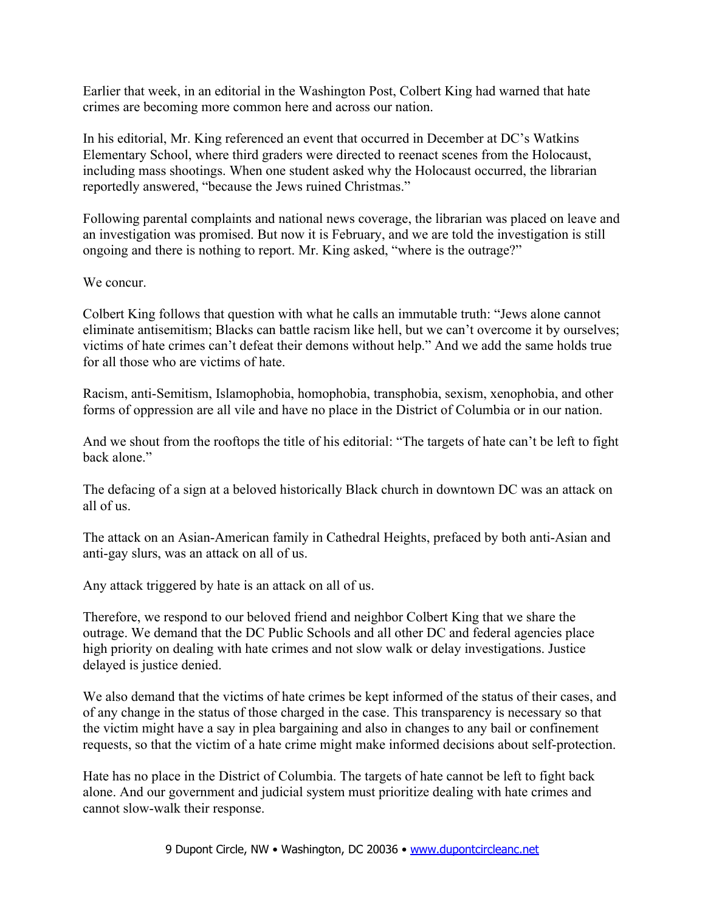Earlier that week, in an editorial in the Washington Post, Colbert King had warned that hate crimes are becoming more common here and across our nation.

In his editorial, Mr. King referenced an event that occurred in December at DC's Watkins Elementary School, where third graders were directed to reenact scenes from the Holocaust, including mass shootings. When one student asked why the Holocaust occurred, the librarian reportedly answered, "because the Jews ruined Christmas."

Following parental complaints and national news coverage, the librarian was placed on leave and an investigation was promised. But now it is February, and we are told the investigation is still ongoing and there is nothing to report. Mr. King asked, "where is the outrage?"

We concur.

Colbert King follows that question with what he calls an immutable truth: "Jews alone cannot eliminate antisemitism; Blacks can battle racism like hell, but we can't overcome it by ourselves; victims of hate crimes can't defeat their demons without help." And we add the same holds true for all those who are victims of hate.

Racism, anti-Semitism, Islamophobia, homophobia, transphobia, sexism, xenophobia, and other forms of oppression are all vile and have no place in the District of Columbia or in our nation.

And we shout from the rooftops the title of his editorial: "The targets of hate can't be left to fight back alone."

The defacing of a sign at a beloved historically Black church in downtown DC was an attack on all of us.

The attack on an Asian-American family in Cathedral Heights, prefaced by both anti-Asian and anti-gay slurs, was an attack on all of us.

Any attack triggered by hate is an attack on all of us.

Therefore, we respond to our beloved friend and neighbor Colbert King that we share the outrage. We demand that the DC Public Schools and all other DC and federal agencies place high priority on dealing with hate crimes and not slow walk or delay investigations. Justice delayed is justice denied.

We also demand that the victims of hate crimes be kept informed of the status of their cases, and of any change in the status of those charged in the case. This transparency is necessary so that the victim might have a say in plea bargaining and also in changes to any bail or confinement requests, so that the victim of a hate crime might make informed decisions about self-protection.

Hate has no place in the District of Columbia. The targets of hate cannot be left to fight back alone. And our government and judicial system must prioritize dealing with hate crimes and cannot slow-walk their response.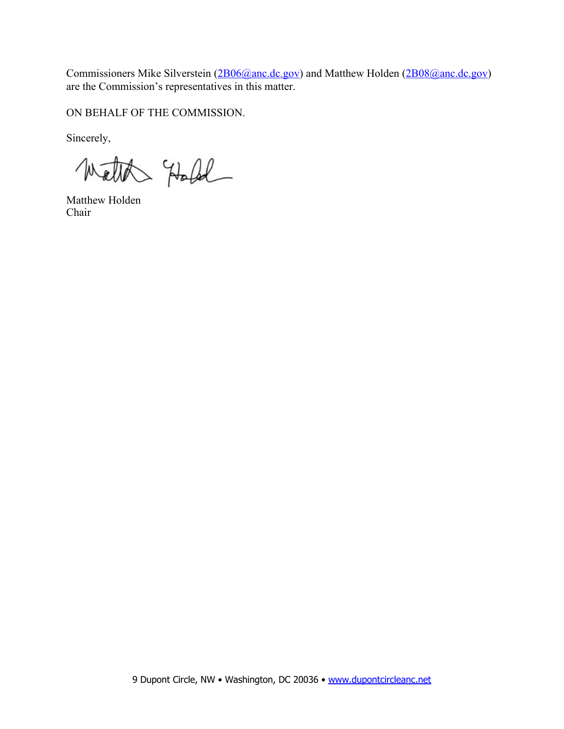Commissioners Mike Silverstein (2B06@anc.dc.gov) and Matthew Holden (2B08@anc.dc.gov) are the Commission's representatives in this matter.

ON BEHALF OF THE COMMISSION.

Sincerely,

Matthew Holden
Chair

9 Dupont Circle, NW • Washington, DC 20036 • www.dupontcircleanc.net